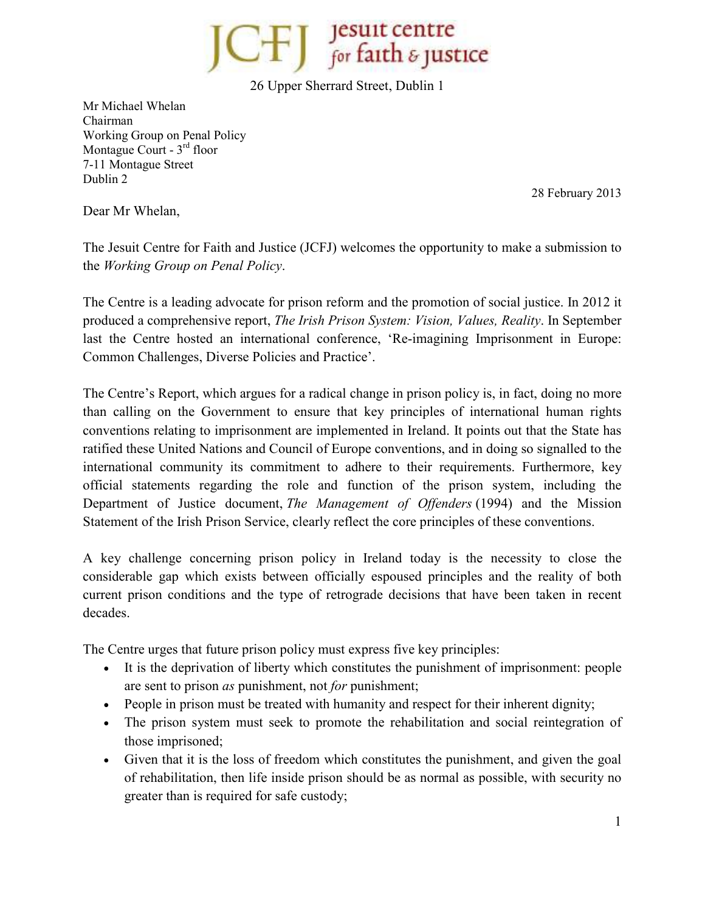JCFJ jesuit centre for faith & justice

26 Upper Sherrard Street, Dublin 1

Mr Michael Whelan
Chairman
Working Group on Penal Policy
Montague Court - 3rd floor
7-11 Montague Street
Dublin 2

28 February 2013

Dear Mr Whelan,

The Jesuit Centre for Faith and Justice (JCFJ) welcomes the opportunity to make a submission to the *Working Group on Penal Policy*.

The Centre is a leading advocate for prison reform and the promotion of social justice. In 2012 it produced a comprehensive report, *The Irish Prison System: Vision, Values, Reality*. In September last the Centre hosted an international conference, 'Re-imagining Imprisonment in Europe: Common Challenges, Diverse Policies and Practice'.

The Centre's Report, which argues for a radical change in prison policy is, in fact, doing no more than calling on the Government to ensure that key principles of international human rights conventions relating to imprisonment are implemented in Ireland. It points out that the State has ratified these United Nations and Council of Europe conventions, and in doing so signalled to the international community its commitment to adhere to their requirements. Furthermore, key official statements regarding the role and function of the prison system, including the Department of Justice document, *The Management of Offenders* (1994) and the Mission Statement of the Irish Prison Service, clearly reflect the core principles of these conventions.

A key challenge concerning prison policy in Ireland today is the necessity to close the considerable gap which exists between officially espoused principles and the reality of both current prison conditions and the type of retrograde decisions that have been taken in recent decades.

The Centre urges that future prison policy must express five key principles:

- It is the deprivation of liberty which constitutes the punishment of imprisonment: people are sent to prison *as* punishment, not *for* punishment;
- People in prison must be treated with humanity and respect for their inherent dignity;
- The prison system must seek to promote the rehabilitation and social reintegration of those imprisoned;
- Given that it is the loss of freedom which constitutes the punishment, and given the goal of rehabilitation, then life inside prison should be as normal as possible, with security no greater than is required for safe custody;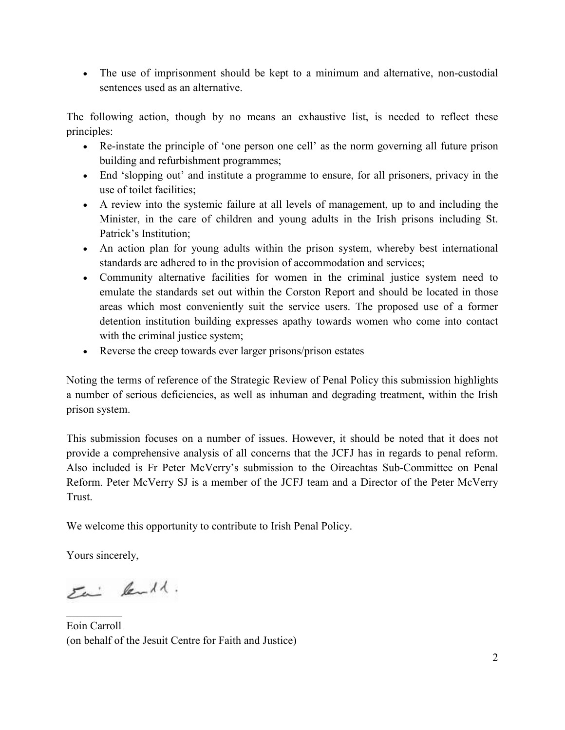- The use of imprisonment should be kept to a minimum and alternative, non-custodial sentences used as an alternative.

The following action, though by no means an exhaustive list, is needed to reflect these principles:

- Re-instate the principle of 'one person one cell' as the norm governing all future prison building and refurbishment programmes;
- End 'slopping out' and institute a programme to ensure, for all prisoners, privacy in the use of toilet facilities;
- A review into the systemic failure at all levels of management, up to and including the Minister, in the care of children and young adults in the Irish prisons including St. Patrick's Institution;
- An action plan for young adults within the prison system, whereby best international standards are adhered to in the provision of accommodation and services;
- Community alternative facilities for women in the criminal justice system need to emulate the standards set out within the Corston Report and should be located in those areas which most conveniently suit the service users. The proposed use of a former detention institution building expresses apathy towards women who come into contact with the criminal justice system;
- Reverse the creep towards ever larger prisons/prison estates

Noting the terms of reference of the Strategic Review of Penal Policy this submission highlights a number of serious deficiencies, as well as inhuman and degrading treatment, within the Irish prison system.

This submission focuses on a number of issues. However, it should be noted that it does not provide a comprehensive analysis of all concerns that the JCFJ has in regards to penal reform. Also included is Fr Peter McVerry's submission to the Oireachtas Sub-Committee on Penal Reform. Peter McVerry SJ is a member of the JCFJ team and a Director of the Peter McVerry Trust.

We welcome this opportunity to contribute to Irish Penal Policy.

Yours sincerely,

Eoin Carroll
(on behalf of the Jesuit Centre for Faith and Justice)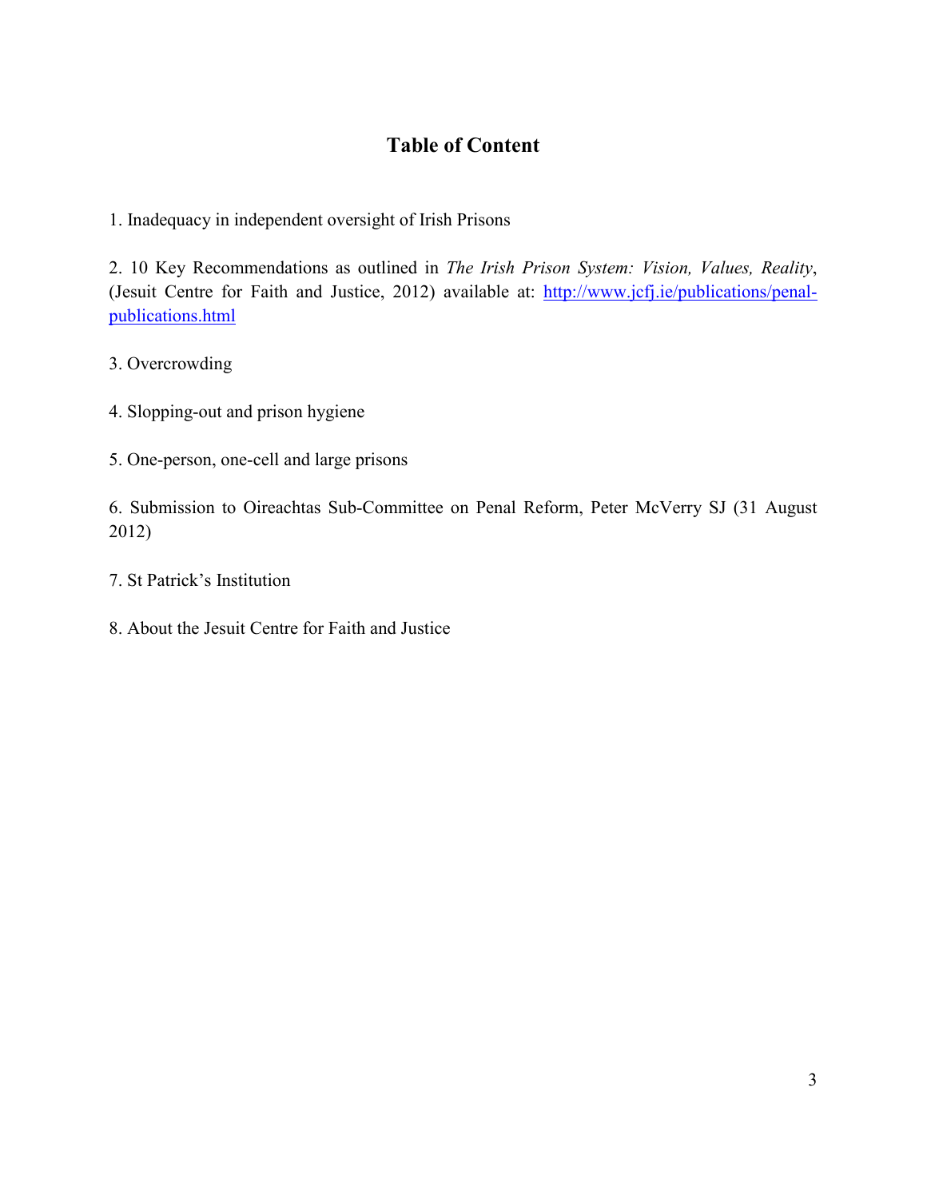# Table of Content

1. Inadequacy in independent oversight of Irish Prisons

2. 10 Key Recommendations as outlined in *The Irish Prison System: Vision, Values, Reality*, (Jesuit Centre for Faith and Justice, 2012) available at: [http://www.jcfj.ie/publications/penal-publications.html](http://www.jcfj.ie/publications/penal-publications.html)

3. Overcrowding

4. Slopping-out and prison hygiene

5. One-person, one-cell and large prisons

6. Submission to Oireachtas Sub-Committee on Penal Reform, Peter McVerry SJ (31 August 2012)

7. St Patrick's Institution

8. About the Jesuit Centre for Faith and Justice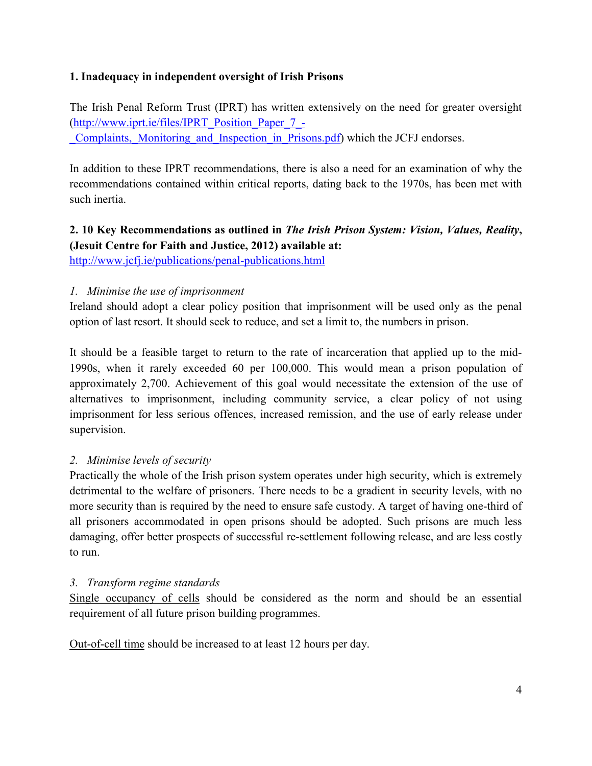**1. Inadequacy in independent oversight of Irish Prisons**

The Irish Penal Reform Trust (IPRT) has written extensively on the need for greater oversight (http://www.iprt.ie/files/IPRT_Position_Paper_7_-_Complaints,_Monitoring_and_Inspection_in_Prisons.pdf) which the JCFJ endorses.

In addition to these IPRT recommendations, there is also a need for an examination of why the recommendations contained within critical reports, dating back to the 1970s, has been met with such inertia.

**2. 10 Key Recommendations as outlined in *The Irish Prison System: Vision, Values, Reality*, (Jesuit Centre for Faith and Justice, 2012) available at:**
http://www.jcfj.ie/publications/penal-publications.html

*1. Minimise the use of imprisonment*

Ireland should adopt a clear policy position that imprisonment will be used only as the penal option of last resort. It should seek to reduce, and set a limit to, the numbers in prison.

It should be a feasible target to return to the rate of incarceration that applied up to the mid-1990s, when it rarely exceeded 60 per 100,000. This would mean a prison population of approximately 2,700. Achievement of this goal would necessitate the extension of the use of alternatives to imprisonment, including community service, a clear policy of not using imprisonment for less serious offences, increased remission, and the use of early release under supervision.

*2. Minimise levels of security*

Practically the whole of the Irish prison system operates under high security, which is extremely detrimental to the welfare of prisoners. There needs to be a gradient in security levels, with no more security than is required by the need to ensure safe custody. A target of having one-third of all prisoners accommodated in open prisons should be adopted. Such prisons are much less damaging, offer better prospects of successful re-settlement following release, and are less costly to run.

*3. Transform regime standards*

Single occupancy of cells should be considered as the norm and should be an essential requirement of all future prison building programmes.

Out-of-cell time should be increased to at least 12 hours per day.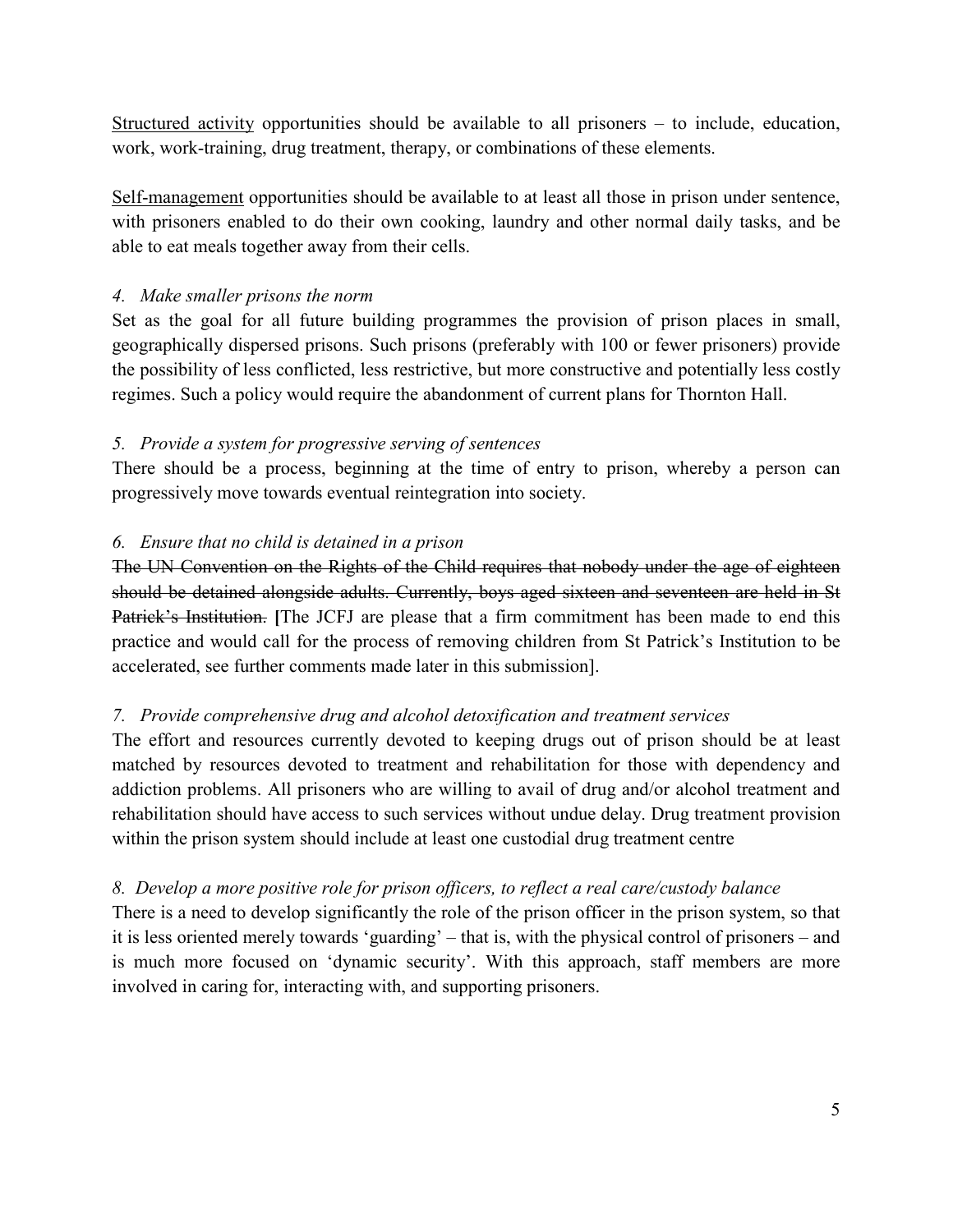<u>Structured activity</u> opportunities should be available to all prisoners – to include, education, work, work-training, drug treatment, therapy, or combinations of these elements.

<u>Self-management</u> opportunities should be available to at least all those in prison under sentence, with prisoners enabled to do their own cooking, laundry and other normal daily tasks, and be able to eat meals together away from their cells.

*4. Make smaller prisons the norm*

Set as the goal for all future building programmes the provision of prison places in small, geographically dispersed prisons. Such prisons (preferably with 100 or fewer prisoners) provide the possibility of less conflicted, less restrictive, but more constructive and potentially less costly regimes. Such a policy would require the abandonment of current plans for Thornton Hall.

*5. Provide a system for progressive serving of sentences*

There should be a process, beginning at the time of entry to prison, whereby a person can progressively move towards eventual reintegration into society.

*6. Ensure that no child is detained in a prison*

~~The UN Convention on the Rights of the Child requires that nobody under the age of eighteen should be detained alongside adults. Currently, boys aged sixteen and seventeen are held in St Patrick's Institution.~~ **[**The JCFJ are please that a firm commitment has been made to end this practice and would call for the process of removing children from St Patrick's Institution to be accelerated, see further comments made later in this submission].

*7. Provide comprehensive drug and alcohol detoxification and treatment services*

The effort and resources currently devoted to keeping drugs out of prison should be at least matched by resources devoted to treatment and rehabilitation for those with dependency and addiction problems. All prisoners who are willing to avail of drug and/or alcohol treatment and rehabilitation should have access to such services without undue delay. Drug treatment provision within the prison system should include at least one custodial drug treatment centre

*8. Develop a more positive role for prison officers, to reflect a real care/custody balance*

There is a need to develop significantly the role of the prison officer in the prison system, so that it is less oriented merely towards 'guarding' – that is, with the physical control of prisoners – and is much more focused on 'dynamic security'. With this approach, staff members are more involved in caring for, interacting with, and supporting prisoners.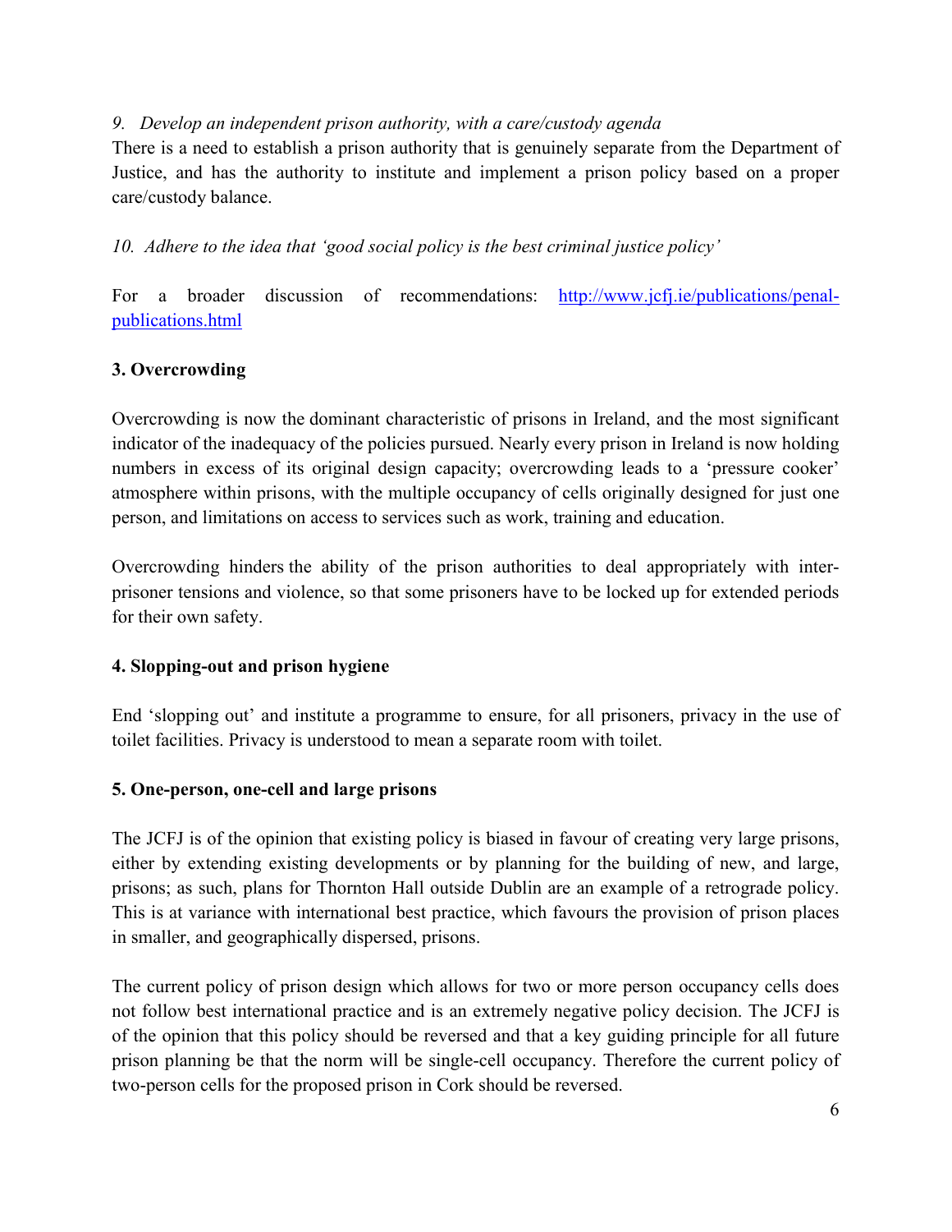*9. Develop an independent prison authority, with a care/custody agenda*

There is a need to establish a prison authority that is genuinely separate from the Department of Justice, and has the authority to institute and implement a prison policy based on a proper care/custody balance.

*10. Adhere to the idea that 'good social policy is the best criminal justice policy'*

For a broader discussion of recommendations: [http://www.jcfj.ie/publications/penal-publications.html](http://www.jcfj.ie/publications/penal-publications.html)

## 3. Overcrowding

Overcrowding is now the dominant characteristic of prisons in Ireland, and the most significant indicator of the inadequacy of the policies pursued. Nearly every prison in Ireland is now holding numbers in excess of its original design capacity; overcrowding leads to a 'pressure cooker' atmosphere within prisons, with the multiple occupancy of cells originally designed for just one person, and limitations on access to services such as work, training and education.

Overcrowding hinders the ability of the prison authorities to deal appropriately with inter-prisoner tensions and violence, so that some prisoners have to be locked up for extended periods for their own safety.

## 4. Slopping-out and prison hygiene

End 'slopping out' and institute a programme to ensure, for all prisoners, privacy in the use of toilet facilities. Privacy is understood to mean a separate room with toilet.

## 5. One-person, one-cell and large prisons

The JCFJ is of the opinion that existing policy is biased in favour of creating very large prisons, either by extending existing developments or by planning for the building of new, and large, prisons; as such, plans for Thornton Hall outside Dublin are an example of a retrograde policy. This is at variance with international best practice, which favours the provision of prison places in smaller, and geographically dispersed, prisons.

The current policy of prison design which allows for two or more person occupancy cells does not follow best international practice and is an extremely negative policy decision. The JCFJ is of the opinion that this policy should be reversed and that a key guiding principle for all future prison planning be that the norm will be single-cell occupancy. Therefore the current policy of two-person cells for the proposed prison in Cork should be reversed.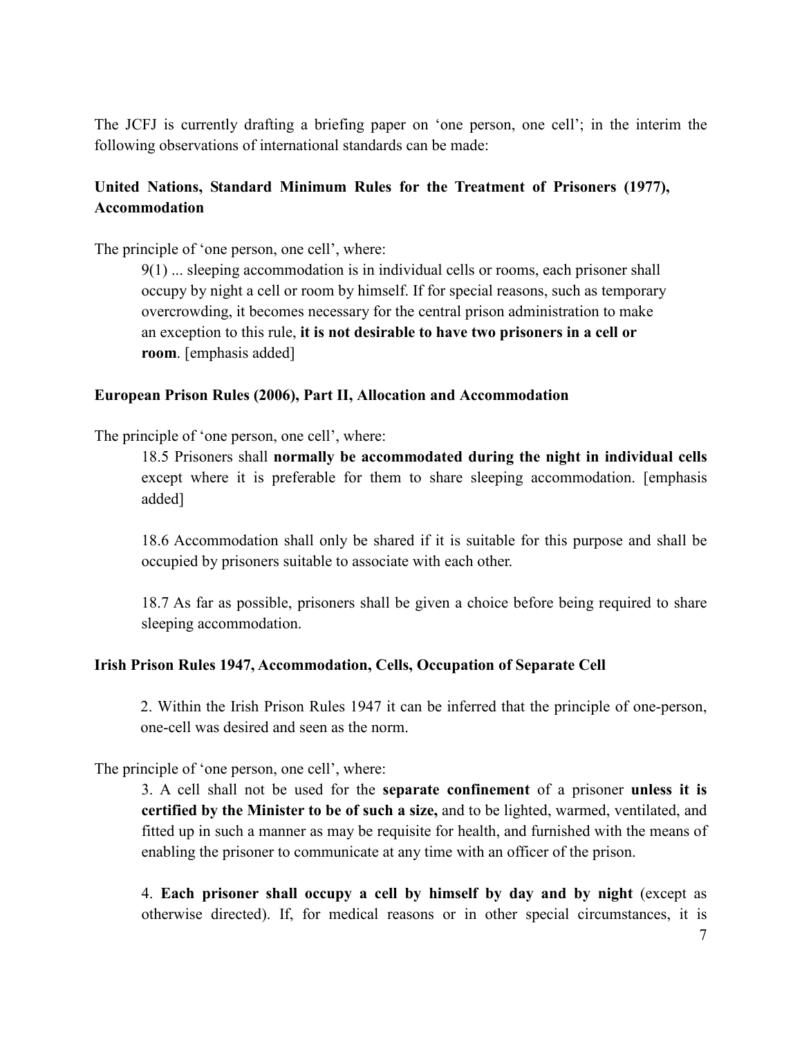The JCFJ is currently drafting a briefing paper on 'one person, one cell'; in the interim the following observations of international standards can be made:

**United Nations, Standard Minimum Rules for the Treatment of Prisoners (1977), Accommodation**

The principle of 'one person, one cell', where:

> 9(1) ... sleeping accommodation is in individual cells or rooms, each prisoner shall occupy by night a cell or room by himself. If for special reasons, such as temporary overcrowding, it becomes necessary for the central prison administration to make an exception to this rule, **it is not desirable to have two prisoners in a cell or room**. [emphasis added]

**European Prison Rules (2006), Part II, Allocation and Accommodation**

The principle of 'one person, one cell', where:

> 18.5 Prisoners shall **normally be accommodated during the night in individual cells** except where it is preferable for them to share sleeping accommodation. [emphasis added]
>
> 18.6 Accommodation shall only be shared if it is suitable for this purpose and shall be occupied by prisoners suitable to associate with each other.
>
> 18.7 As far as possible, prisoners shall be given a choice before being required to share sleeping accommodation.

**Irish Prison Rules 1947, Accommodation, Cells, Occupation of Separate Cell**

> 2. Within the Irish Prison Rules 1947 it can be inferred that the principle of one-person, one-cell was desired and seen as the norm.

The principle of 'one person, one cell', where:

> 3. A cell shall not be used for the **separate confinement** of a prisoner **unless it is certified by the Minister to be of such a size,** and to be lighted, warmed, ventilated, and fitted up in such a manner as may be requisite for health, and furnished with the means of enabling the prisoner to communicate at any time with an officer of the prison.
>
> 4. **Each prisoner shall occupy a cell by himself by day and by night** (except as otherwise directed). If, for medical reasons or in other special circumstances, it is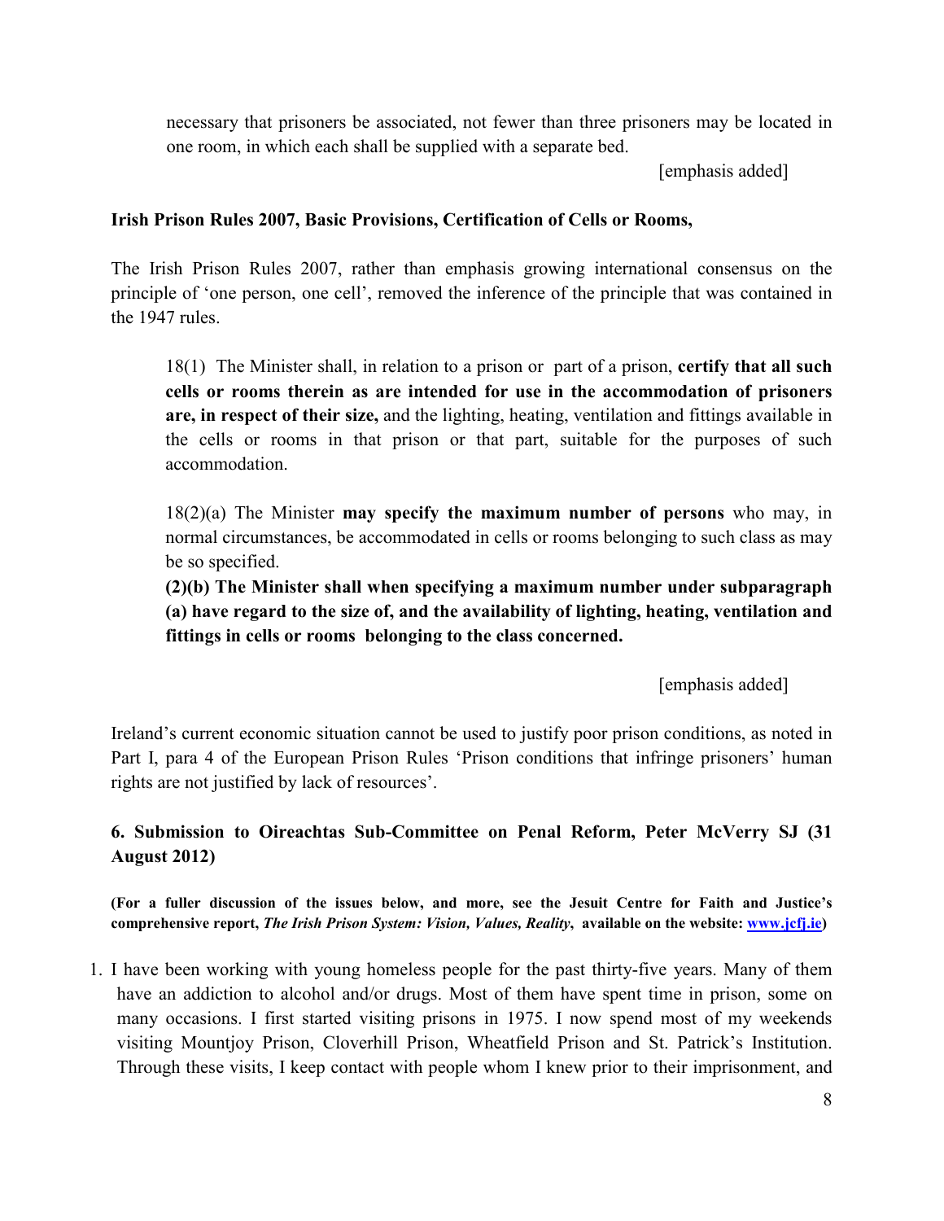> necessary that prisoners be associated, not fewer than three prisoners may be located in one room, in which each shall be supplied with a separate bed.
>
> [emphasis added]

**Irish Prison Rules 2007, Basic Provisions, Certification of Cells or Rooms,**

The Irish Prison Rules 2007, rather than emphasis growing international consensus on the principle of 'one person, one cell', removed the inference of the principle that was contained in the 1947 rules.

> 18(1) The Minister shall, in relation to a prison or part of a prison, **certify that all such cells or rooms therein as are intended for use in the accommodation of prisoners are, in respect of their size,** and the lighting, heating, ventilation and fittings available in the cells or rooms in that prison or that part, suitable for the purposes of such accommodation.
>
> 18(2)(a) The Minister **may specify the maximum number of persons** who may, in normal circumstances, be accommodated in cells or rooms belonging to such class as may be so specified.
>
> **(2)(b) The Minister shall when specifying a maximum number under subparagraph (a) have regard to the size of, and the availability of lighting, heating, ventilation and fittings in cells or rooms belonging to the class concerned.**
>
> [emphasis added]

Ireland's current economic situation cannot be used to justify poor prison conditions, as noted in Part I, para 4 of the European Prison Rules 'Prison conditions that infringe prisoners' human rights are not justified by lack of resources'.

### 6. Submission to Oireachtas Sub-Committee on Penal Reform, Peter McVerry SJ (31 August 2012)

**(For a fuller discussion of the issues below, and more, see the Jesuit Centre for Faith and Justice's comprehensive report, *The Irish Prison System: Vision, Values, Reality*, available on the website: www.jcfj.ie)**

1. I have been working with young homeless people for the past thirty-five years. Many of them have an addiction to alcohol and/or drugs. Most of them have spent time in prison, some on many occasions. I first started visiting prisons in 1975. I now spend most of my weekends visiting Mountjoy Prison, Cloverhill Prison, Wheatfield Prison and St. Patrick's Institution. Through these visits, I keep contact with people whom I knew prior to their imprisonment, and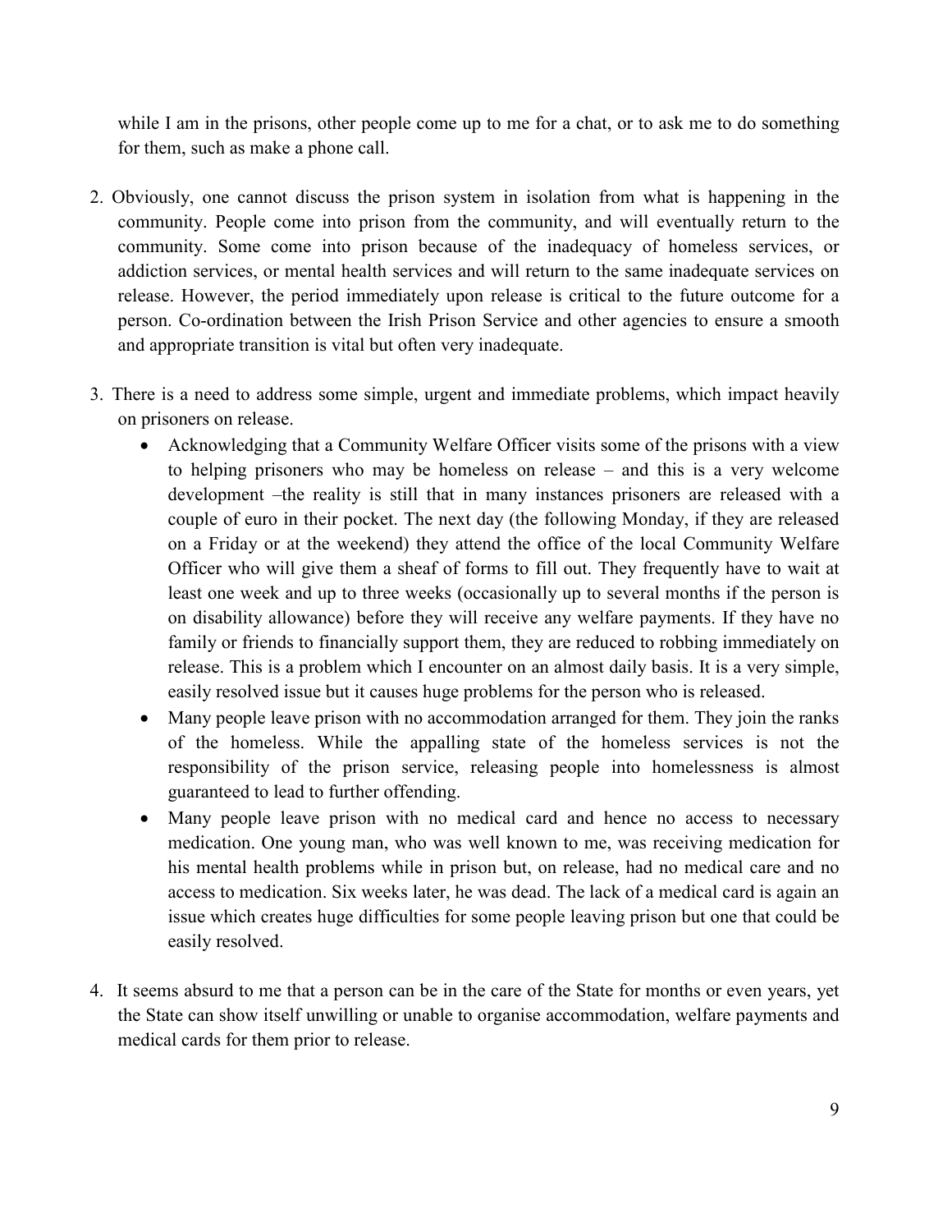while I am in the prisons, other people come up to me for a chat, or to ask me to do something for them, such as make a phone call.

2. Obviously, one cannot discuss the prison system in isolation from what is happening in the community. People come into prison from the community, and will eventually return to the community. Some come into prison because of the inadequacy of homeless services, or addiction services, or mental health services and will return to the same inadequate services on release. However, the period immediately upon release is critical to the future outcome for a person. Co-ordination between the Irish Prison Service and other agencies to ensure a smooth and appropriate transition is vital but often very inadequate.

3. There is a need to address some simple, urgent and immediate problems, which impact heavily on prisoners on release.
   - Acknowledging that a Community Welfare Officer visits some of the prisons with a view to helping prisoners who may be homeless on release – and this is a very welcome development –the reality is still that in many instances prisoners are released with a couple of euro in their pocket. The next day (the following Monday, if they are released on a Friday or at the weekend) they attend the office of the local Community Welfare Officer who will give them a sheaf of forms to fill out. They frequently have to wait at least one week and up to three weeks (occasionally up to several months if the person is on disability allowance) before they will receive any welfare payments. If they have no family or friends to financially support them, they are reduced to robbing immediately on release. This is a problem which I encounter on an almost daily basis. It is a very simple, easily resolved issue but it causes huge problems for the person who is released.
   - Many people leave prison with no accommodation arranged for them. They join the ranks of the homeless. While the appalling state of the homeless services is not the responsibility of the prison service, releasing people into homelessness is almost guaranteed to lead to further offending.
   - Many people leave prison with no medical card and hence no access to necessary medication. One young man, who was well known to me, was receiving medication for his mental health problems while in prison but, on release, had no medical care and no access to medication. Six weeks later, he was dead. The lack of a medical card is again an issue which creates huge difficulties for some people leaving prison but one that could be easily resolved.

4. It seems absurd to me that a person can be in the care of the State for months or even years, yet the State can show itself unwilling or unable to organise accommodation, welfare payments and medical cards for them prior to release.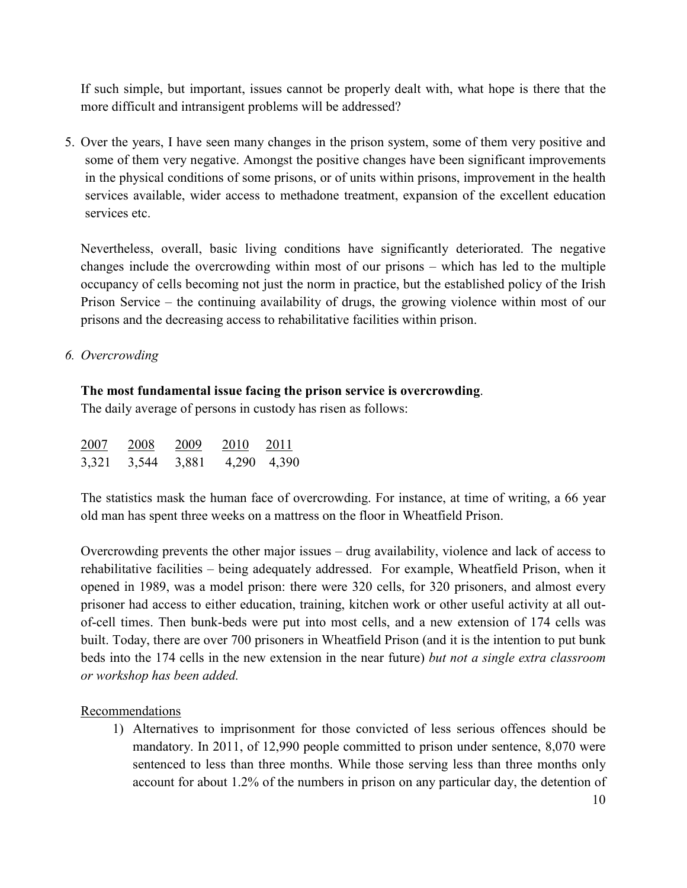If such simple, but important, issues cannot be properly dealt with, what hope is there that the more difficult and intransigent problems will be addressed?

5. Over the years, I have seen many changes in the prison system, some of them very positive and some of them very negative. Amongst the positive changes have been significant improvements in the physical conditions of some prisons, or of units within prisons, improvement in the health services available, wider access to methadone treatment, expansion of the excellent education services etc.

   Nevertheless, overall, basic living conditions have significantly deteriorated. The negative changes include the overcrowding within most of our prisons – which has led to the multiple occupancy of cells becoming not just the norm in practice, but the established policy of the Irish Prison Service – the continuing availability of drugs, the growing violence within most of our prisons and the decreasing access to rehabilitative facilities within prison.

6. *Overcrowding*

**The most fundamental issue facing the prison service is overcrowding**.
The daily average of persons in custody has risen as follows:

| 2007 | 2008 | 2009 | 2010 | 2011 |
|---|---|---|---|---|
| 3,321 | 3,544 | 3,881 | 4,290 | 4,390 |

The statistics mask the human face of overcrowding. For instance, at time of writing, a 66 year old man has spent three weeks on a mattress on the floor in Wheatfield Prison.

Overcrowding prevents the other major issues – drug availability, violence and lack of access to rehabilitative facilities – being adequately addressed. For example, Wheatfield Prison, when it opened in 1989, was a model prison: there were 320 cells, for 320 prisoners, and almost every prisoner had access to either education, training, kitchen work or other useful activity at all out-of-cell times. Then bunk-beds were put into most cells, and a new extension of 174 cells was built. Today, there are over 700 prisoners in Wheatfield Prison (and it is the intention to put bunk beds into the 174 cells in the new extension in the near future) *but not a single extra classroom or workshop has been added.*

Recommendations

1) Alternatives to imprisonment for those convicted of less serious offences should be mandatory. In 2011, of 12,990 people committed to prison under sentence, 8,070 were sentenced to less than three months. While those serving less than three months only account for about 1.2% of the numbers in prison on any particular day, the detention of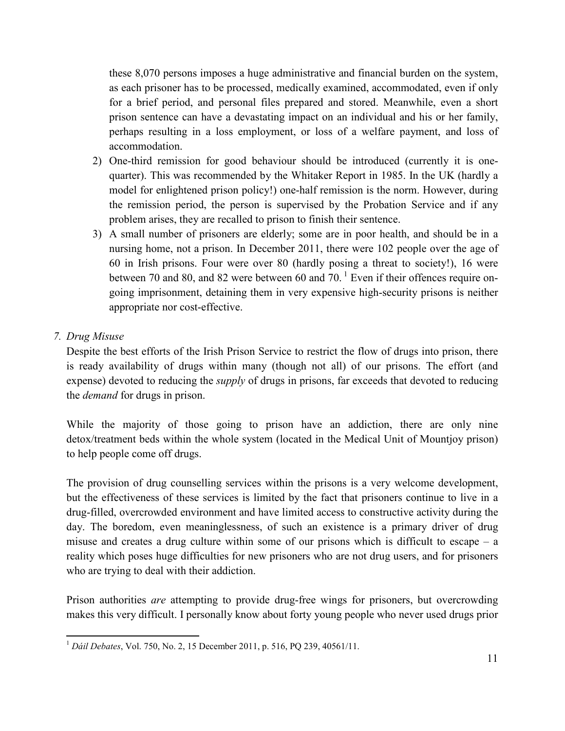these 8,070 persons imposes a huge administrative and financial burden on the system, as each prisoner has to be processed, medically examined, accommodated, even if only for a brief period, and personal files prepared and stored. Meanwhile, even a short prison sentence can have a devastating impact on an individual and his or her family, perhaps resulting in a loss employment, or loss of a welfare payment, and loss of accommodation.

2) One-third remission for good behaviour should be introduced (currently it is one-quarter). This was recommended by the Whitaker Report in 1985. In the UK (hardly a model for enlightened prison policy!) one-half remission is the norm. However, during the remission period, the person is supervised by the Probation Service and if any problem arises, they are recalled to prison to finish their sentence.
3) A small number of prisoners are elderly; some are in poor health, and should be in a nursing home, not a prison. In December 2011, there were 102 people over the age of 60 in Irish prisons. Four were over 80 (hardly posing a threat to society!), 16 were between 70 and 80, and 82 were between 60 and 70. [1] Even if their offences require on-going imprisonment, detaining them in very expensive high-security prisons is neither appropriate nor cost-effective.

*7. Drug Misuse*

Despite the best efforts of the Irish Prison Service to restrict the flow of drugs into prison, there is ready availability of drugs within many (though not all) of our prisons. The effort (and expense) devoted to reducing the *supply* of drugs in prisons, far exceeds that devoted to reducing the *demand* for drugs in prison.

While the majority of those going to prison have an addiction, there are only nine detox/treatment beds within the whole system (located in the Medical Unit of Mountjoy prison) to help people come off drugs.

The provision of drug counselling services within the prisons is a very welcome development, but the effectiveness of these services is limited by the fact that prisoners continue to live in a drug-filled, overcrowded environment and have limited access to constructive activity during the day. The boredom, even meaninglessness, of such an existence is a primary driver of drug misuse and creates a drug culture within some of our prisons which is difficult to escape – a reality which poses huge difficulties for new prisoners who are not drug users, and for prisoners who are trying to deal with their addiction.

Prison authorities *are* attempting to provide drug-free wings for prisoners, but overcrowding makes this very difficult. I personally know about forty young people who never used drugs prior

---

[1] *Dáil Debates*, Vol. 750, No. 2, 15 December 2011, p. 516, PQ 239, 40561/11.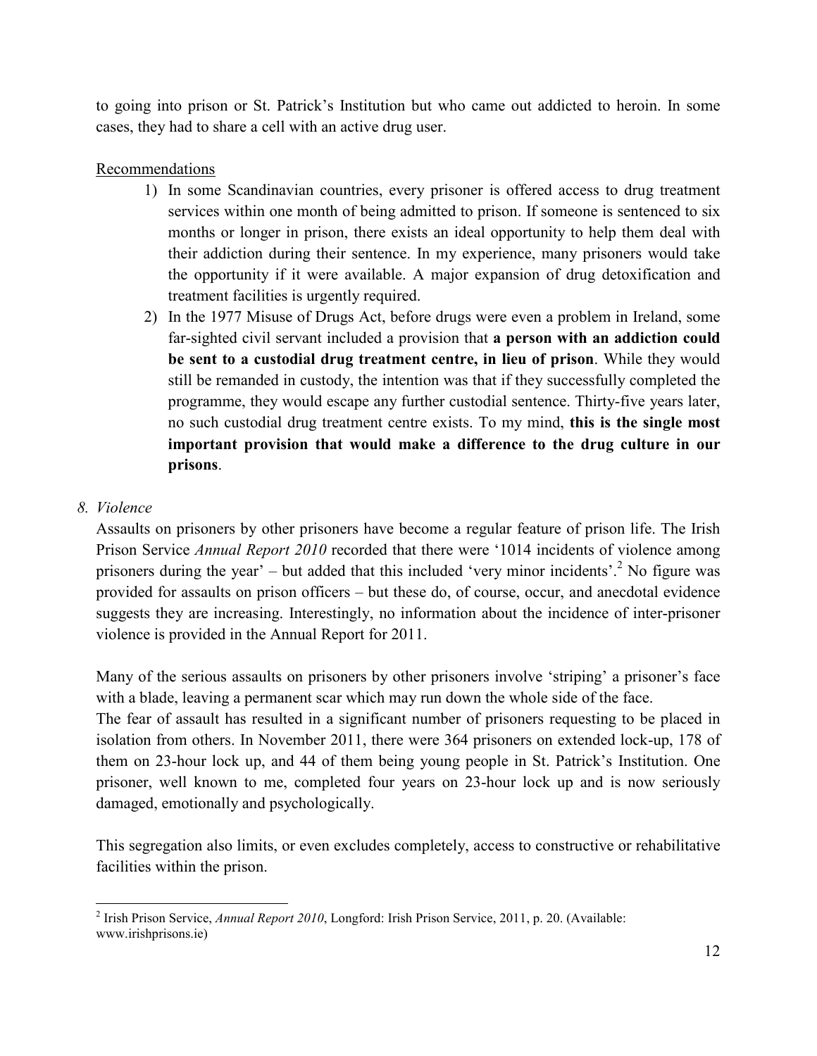to going into prison or St. Patrick's Institution but who came out addicted to heroin. In some cases, they had to share a cell with an active drug user.

Recommendations

1) In some Scandinavian countries, every prisoner is offered access to drug treatment services within one month of being admitted to prison. If someone is sentenced to six months or longer in prison, there exists an ideal opportunity to help them deal with their addiction during their sentence. In my experience, many prisoners would take the opportunity if it were available. A major expansion of drug detoxification and treatment facilities is urgently required.
2) In the 1977 Misuse of Drugs Act, before drugs were even a problem in Ireland, some far-sighted civil servant included a provision that **a person with an addiction could be sent to a custodial drug treatment centre, in lieu of prison**. While they would still be remanded in custody, the intention was that if they successfully completed the programme, they would escape any further custodial sentence. Thirty-five years later, no such custodial drug treatment centre exists. To my mind, **this is the single most important provision that would make a difference to the drug culture in our prisons**.

### *8. Violence*

Assaults on prisoners by other prisoners have become a regular feature of prison life. The Irish Prison Service *Annual Report 2010* recorded that there were '1014 incidents of violence among prisoners during the year' – but added that this included 'very minor incidents'.[2] No figure was provided for assaults on prison officers – but these do, of course, occur, and anecdotal evidence suggests they are increasing. Interestingly, no information about the incidence of inter-prisoner violence is provided in the Annual Report for 2011.

Many of the serious assaults on prisoners by other prisoners involve 'striping' a prisoner's face with a blade, leaving a permanent scar which may run down the whole side of the face.
The fear of assault has resulted in a significant number of prisoners requesting to be placed in isolation from others. In November 2011, there were 364 prisoners on extended lock-up, 178 of them on 23-hour lock up, and 44 of them being young people in St. Patrick's Institution. One prisoner, well known to me, completed four years on 23-hour lock up and is now seriously damaged, emotionally and psychologically.

This segregation also limits, or even excludes completely, access to constructive or rehabilitative facilities within the prison.

---

[2] Irish Prison Service, *Annual Report 2010*, Longford: Irish Prison Service, 2011, p. 20. (Available: www.irishprisons.ie)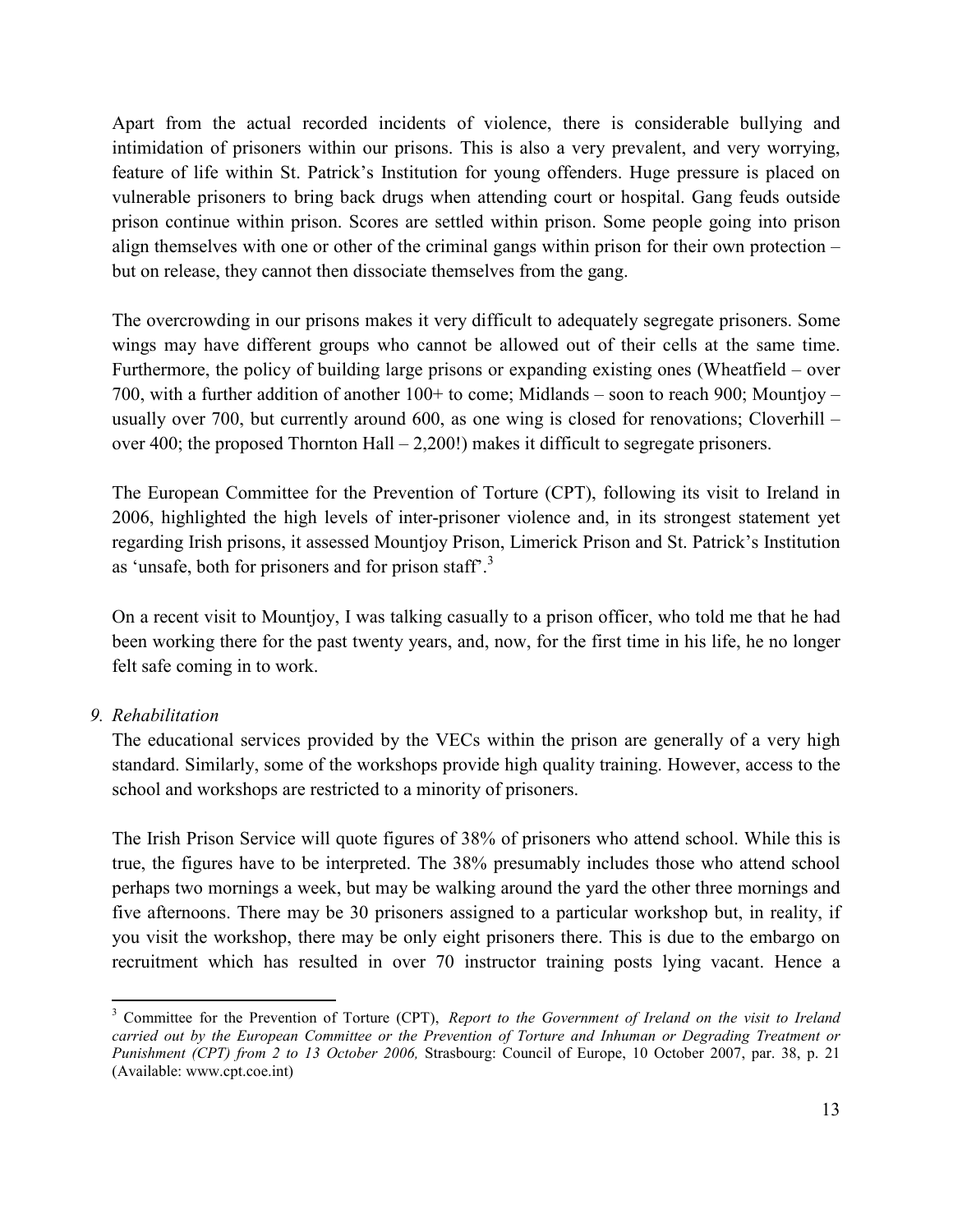Apart from the actual recorded incidents of violence, there is considerable bullying and intimidation of prisoners within our prisons. This is also a very prevalent, and very worrying, feature of life within St. Patrick's Institution for young offenders. Huge pressure is placed on vulnerable prisoners to bring back drugs when attending court or hospital. Gang feuds outside prison continue within prison. Scores are settled within prison. Some people going into prison align themselves with one or other of the criminal gangs within prison for their own protection – but on release, they cannot then dissociate themselves from the gang.

The overcrowding in our prisons makes it very difficult to adequately segregate prisoners. Some wings may have different groups who cannot be allowed out of their cells at the same time. Furthermore, the policy of building large prisons or expanding existing ones (Wheatfield – over 700, with a further addition of another 100+ to come; Midlands – soon to reach 900; Mountjoy – usually over 700, but currently around 600, as one wing is closed for renovations; Cloverhill – over 400; the proposed Thornton Hall – 2,200!) makes it difficult to segregate prisoners.

The European Committee for the Prevention of Torture (CPT), following its visit to Ireland in 2006, highlighted the high levels of inter-prisoner violence and, in its strongest statement yet regarding Irish prisons, it assessed Mountjoy Prison, Limerick Prison and St. Patrick's Institution as 'unsafe, both for prisoners and for prison staff'.[3]

On a recent visit to Mountjoy, I was talking casually to a prison officer, who told me that he had been working there for the past twenty years, and, now, for the first time in his life, he no longer felt safe coming in to work.

*9. Rehabilitation*

The educational services provided by the VECs within the prison are generally of a very high standard. Similarly, some of the workshops provide high quality training. However, access to the school and workshops are restricted to a minority of prisoners.

The Irish Prison Service will quote figures of 38% of prisoners who attend school. While this is true, the figures have to be interpreted. The 38% presumably includes those who attend school perhaps two mornings a week, but may be walking around the yard the other three mornings and five afternoons. There may be 30 prisoners assigned to a particular workshop but, in reality, if you visit the workshop, there may be only eight prisoners there. This is due to the embargo on recruitment which has resulted in over 70 instructor training posts lying vacant. Hence a

---

[3] Committee for the Prevention of Torture (CPT), *Report to the Government of Ireland on the visit to Ireland carried out by the European Committee or the Prevention of Torture and Inhuman or Degrading Treatment or Punishment (CPT) from 2 to 13 October 2006,* Strasbourg: Council of Europe, 10 October 2007, par. 38, p. 21 (Available: www.cpt.coe.int)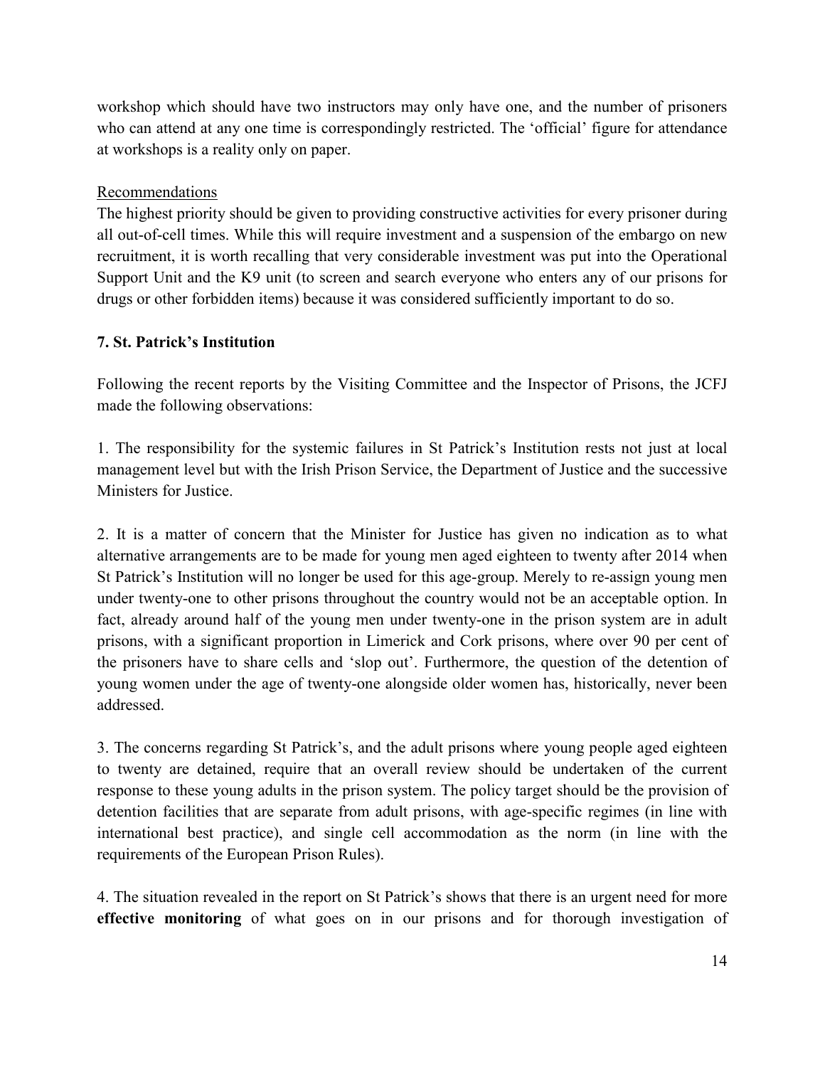workshop which should have two instructors may only have one, and the number of prisoners who can attend at any one time is correspondingly restricted. The 'official' figure for attendance at workshops is a reality only on paper.

Recommendations

The highest priority should be given to providing constructive activities for every prisoner during all out-of-cell times. While this will require investment and a suspension of the embargo on new recruitment, it is worth recalling that very considerable investment was put into the Operational Support Unit and the K9 unit (to screen and search everyone who enters any of our prisons for drugs or other forbidden items) because it was considered sufficiently important to do so.

### 7. St. Patrick's Institution

Following the recent reports by the Visiting Committee and the Inspector of Prisons, the JCFJ made the following observations:

1. The responsibility for the systemic failures in St Patrick's Institution rests not just at local management level but with the Irish Prison Service, the Department of Justice and the successive Ministers for Justice.

2. It is a matter of concern that the Minister for Justice has given no indication as to what alternative arrangements are to be made for young men aged eighteen to twenty after 2014 when St Patrick's Institution will no longer be used for this age-group. Merely to re-assign young men under twenty-one to other prisons throughout the country would not be an acceptable option. In fact, already around half of the young men under twenty-one in the prison system are in adult prisons, with a significant proportion in Limerick and Cork prisons, where over 90 per cent of the prisoners have to share cells and 'slop out'. Furthermore, the question of the detention of young women under the age of twenty-one alongside older women has, historically, never been addressed.

3. The concerns regarding St Patrick's, and the adult prisons where young people aged eighteen to twenty are detained, require that an overall review should be undertaken of the current response to these young adults in the prison system. The policy target should be the provision of detention facilities that are separate from adult prisons, with age-specific regimes (in line with international best practice), and single cell accommodation as the norm (in line with the requirements of the European Prison Rules).

4. The situation revealed in the report on St Patrick's shows that there is an urgent need for more **effective monitoring** of what goes on in our prisons and for thorough investigation of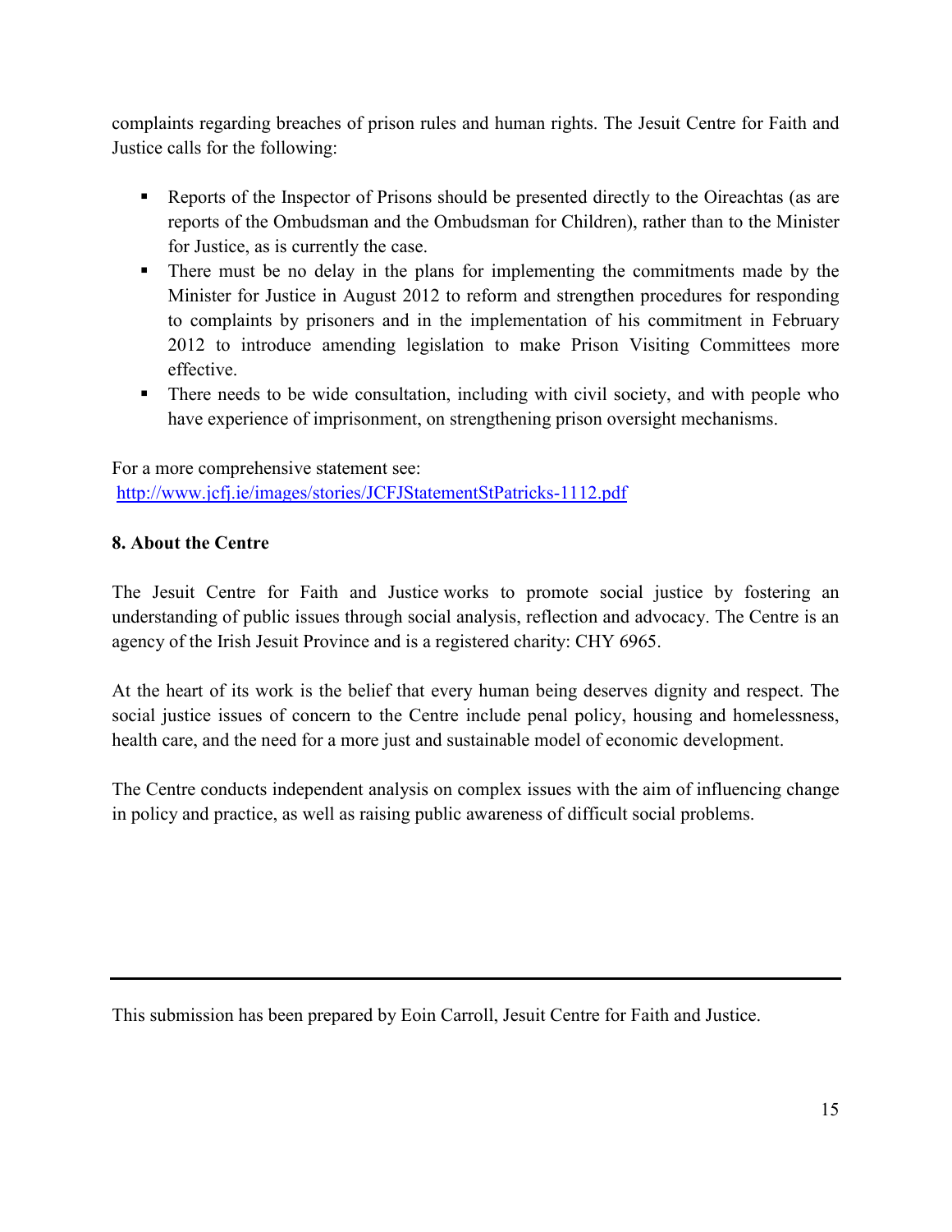complaints regarding breaches of prison rules and human rights. The Jesuit Centre for Faith and Justice calls for the following:

- Reports of the Inspector of Prisons should be presented directly to the Oireachtas (as are reports of the Ombudsman and the Ombudsman for Children), rather than to the Minister for Justice, as is currently the case.
- There must be no delay in the plans for implementing the commitments made by the Minister for Justice in August 2012 to reform and strengthen procedures for responding to complaints by prisoners and in the implementation of his commitment in February 2012 to introduce amending legislation to make Prison Visiting Committees more effective.
- There needs to be wide consultation, including with civil society, and with people who have experience of imprisonment, on strengthening prison oversight mechanisms.

For a more comprehensive statement see:
http://www.jcfj.ie/images/stories/JCFJStatementStPatricks-1112.pdf

**8. About the Centre**

The Jesuit Centre for Faith and Justice works to promote social justice by fostering an understanding of public issues through social analysis, reflection and advocacy. The Centre is an agency of the Irish Jesuit Province and is a registered charity: CHY 6965.

At the heart of its work is the belief that every human being deserves dignity and respect. The social justice issues of concern to the Centre include penal policy, housing and homelessness, health care, and the need for a more just and sustainable model of economic development.

The Centre conducts independent analysis on complex issues with the aim of influencing change in policy and practice, as well as raising public awareness of difficult social problems.

---

This submission has been prepared by Eoin Carroll, Jesuit Centre for Faith and Justice.